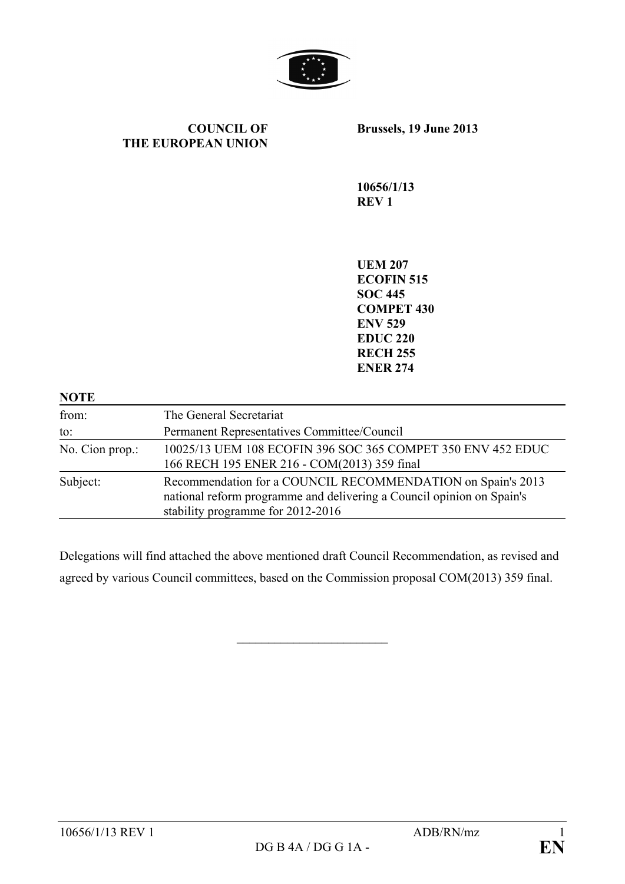**COUNCIL OF THE EUROPEAN UNION**

**Brussels, 19 June 2013**

**10656/1/13**
**REV 1**

**UEM 207**
**ECOFIN 515**
**SOC 445**
**COMPET 430**
**ENV 529**
**EDUC 220**
**RECH 255**
**ENER 274**

**NOTE**

| | |
|---|---|
| from: | The General Secretariat |
| to: | Permanent Representatives Committee/Council |
| No. Cion prop.: | 10025/13 UEM 108 ECOFIN 396 SOC 365 COMPET 350 ENV 452 EDUC 166 RECH 195 ENER 216 - COM(2013) 359 final |
| Subject: | Recommendation for a COUNCIL RECOMMENDATION on Spain's 2013 national reform programme and delivering a Council opinion on Spain's stability programme for 2012-2016 |

Delegations will find attached the above mentioned draft Council Recommendation, as revised and agreed by various Council committees, based on the Commission proposal COM(2013) 359 final.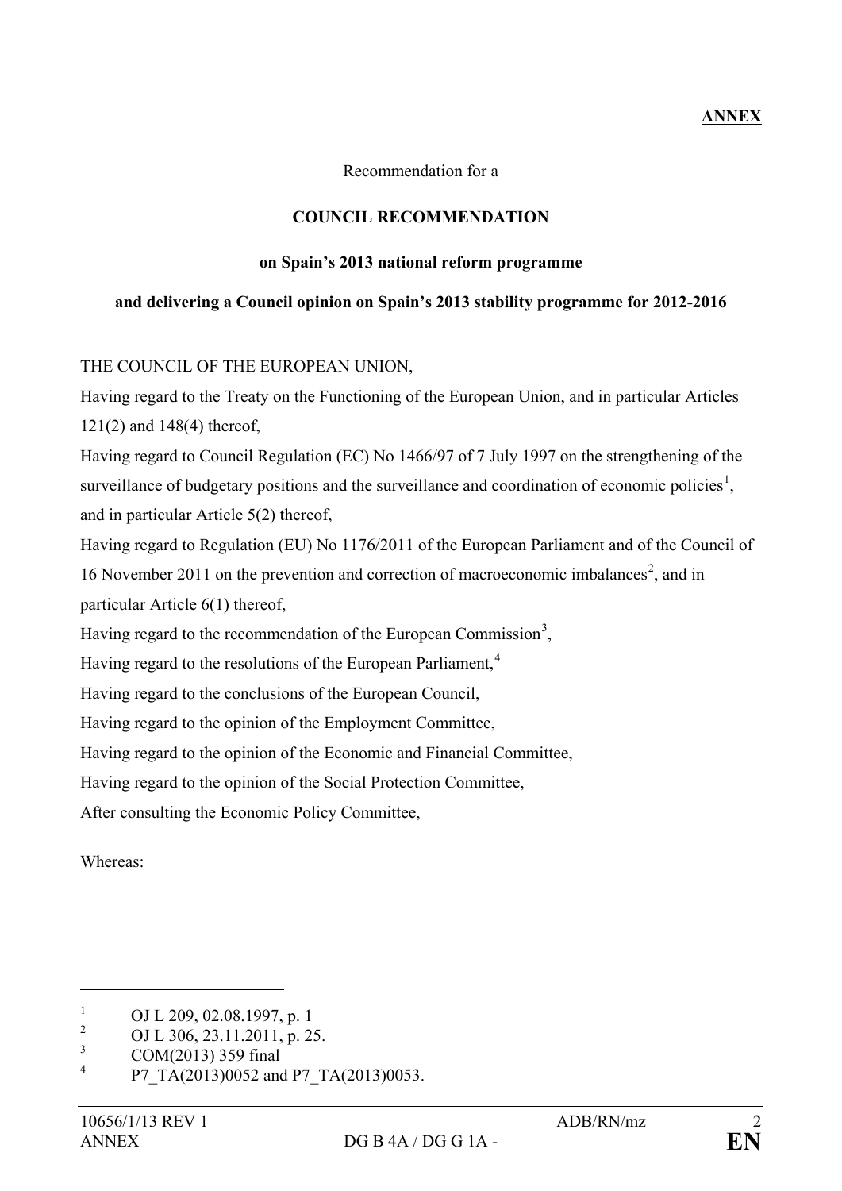**ANNEX**

Recommendation for a

**COUNCIL RECOMMENDATION**

**on Spain's 2013 national reform programme**

**and delivering a Council opinion on Spain's 2013 stability programme for 2012-2016**

THE COUNCIL OF THE EUROPEAN UNION,

Having regard to the Treaty on the Functioning of the European Union, and in particular Articles 121(2) and 148(4) thereof,

Having regard to Council Regulation (EC) No 1466/97 of 7 July 1997 on the strengthening of the surveillance of budgetary positions and the surveillance and coordination of economic policies[1], and in particular Article 5(2) thereof,

Having regard to Regulation (EU) No 1176/2011 of the European Parliament and of the Council of 16 November 2011 on the prevention and correction of macroeconomic imbalances[2], and in particular Article 6(1) thereof,

Having regard to the recommendation of the European Commission[3],

Having regard to the resolutions of the European Parliament,[4]

Having regard to the conclusions of the European Council,

Having regard to the opinion of the Employment Committee,

Having regard to the opinion of the Economic and Financial Committee,

Having regard to the opinion of the Social Protection Committee,

After consulting the Economic Policy Committee,

Whereas:

---

[1] OJ L 209, 02.08.1997, p. 1

[2] OJ L 306, 23.11.2011, p. 25.

[3] COM(2013) 359 final

[4] P7_TA(2013)0052 and P7_TA(2013)0053.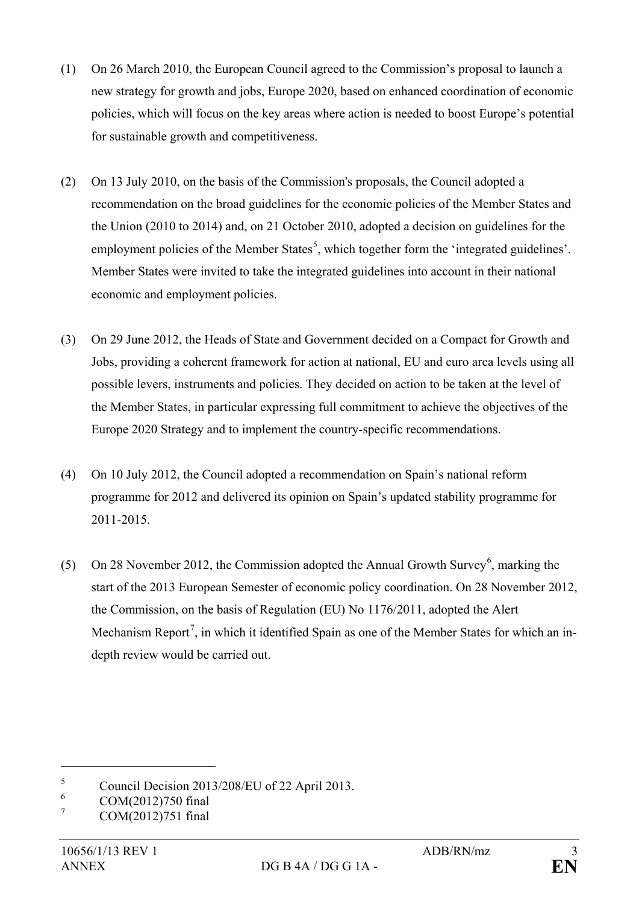(1) On 26 March 2010, the European Council agreed to the Commission's proposal to launch a new strategy for growth and jobs, Europe 2020, based on enhanced coordination of economic policies, which will focus on the key areas where action is needed to boost Europe's potential for sustainable growth and competitiveness.

(2) On 13 July 2010, on the basis of the Commission's proposals, the Council adopted a recommendation on the broad guidelines for the economic policies of the Member States and the Union (2010 to 2014) and, on 21 October 2010, adopted a decision on guidelines for the employment policies of the Member States[5], which together form the 'integrated guidelines'. Member States were invited to take the integrated guidelines into account in their national economic and employment policies.

(3) On 29 June 2012, the Heads of State and Government decided on a Compact for Growth and Jobs, providing a coherent framework for action at national, EU and euro area levels using all possible levers, instruments and policies. They decided on action to be taken at the level of the Member States, in particular expressing full commitment to achieve the objectives of the Europe 2020 Strategy and to implement the country-specific recommendations.

(4) On 10 July 2012, the Council adopted a recommendation on Spain's national reform programme for 2012 and delivered its opinion on Spain's updated stability programme for 2011-2015.

(5) On 28 November 2012, the Commission adopted the Annual Growth Survey[6], marking the start of the 2013 European Semester of economic policy coordination. On 28 November 2012, the Commission, on the basis of Regulation (EU) No 1176/2011, adopted the Alert Mechanism Report[7], in which it identified Spain as one of the Member States for which an in-depth review would be carried out.

---

[5] Council Decision 2013/208/EU of 22 April 2013.

[6] COM(2012)750 final

[7] COM(2012)751 final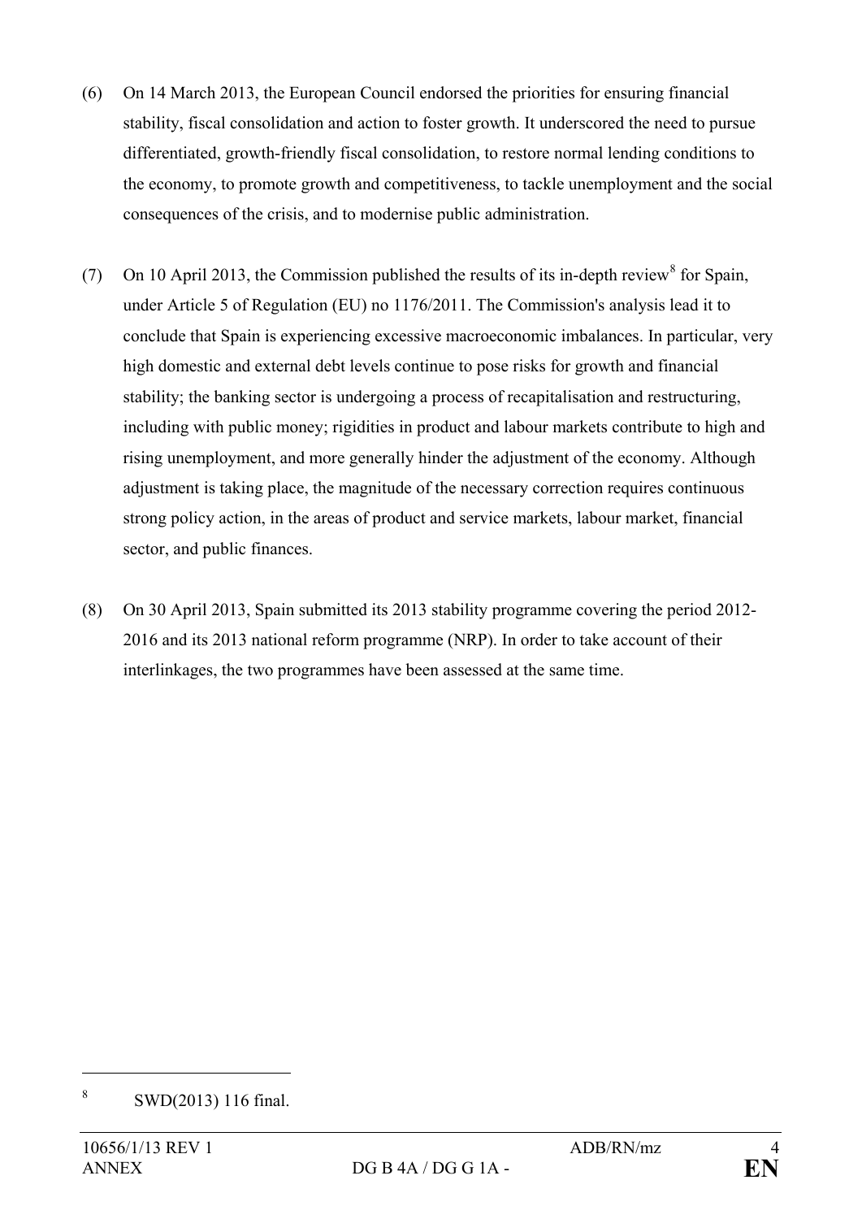(6) On 14 March 2013, the European Council endorsed the priorities for ensuring financial stability, fiscal consolidation and action to foster growth. It underscored the need to pursue differentiated, growth-friendly fiscal consolidation, to restore normal lending conditions to the economy, to promote growth and competitiveness, to tackle unemployment and the social consequences of the crisis, and to modernise public administration.

(7) On 10 April 2013, the Commission published the results of its in-depth review[8] for Spain, under Article 5 of Regulation (EU) no 1176/2011. The Commission's analysis lead it to conclude that Spain is experiencing excessive macroeconomic imbalances. In particular, very high domestic and external debt levels continue to pose risks for growth and financial stability; the banking sector is undergoing a process of recapitalisation and restructuring, including with public money; rigidities in product and labour markets contribute to high and rising unemployment, and more generally hinder the adjustment of the economy. Although adjustment is taking place, the magnitude of the necessary correction requires continuous strong policy action, in the areas of product and service markets, labour market, financial sector, and public finances.

(8) On 30 April 2013, Spain submitted its 2013 stability programme covering the period 2012-2016 and its 2013 national reform programme (NRP). In order to take account of their interlinkages, the two programmes have been assessed at the same time.

---

[8] SWD(2013) 116 final.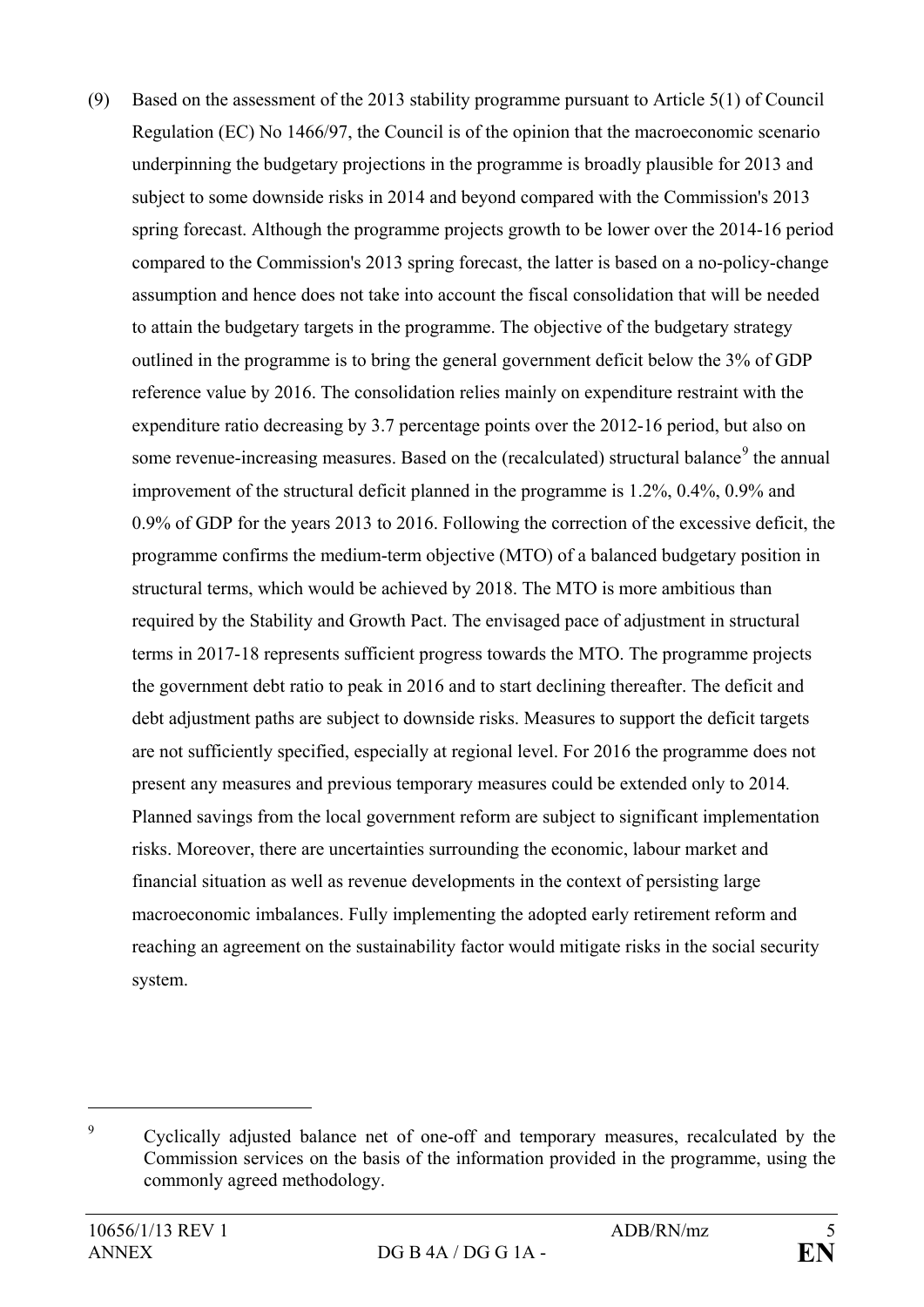(9) Based on the assessment of the 2013 stability programme pursuant to Article 5(1) of Council Regulation (EC) No 1466/97, the Council is of the opinion that the macroeconomic scenario underpinning the budgetary projections in the programme is broadly plausible for 2013 and subject to some downside risks in 2014 and beyond compared with the Commission's 2013 spring forecast. Although the programme projects growth to be lower over the 2014-16 period compared to the Commission's 2013 spring forecast, the latter is based on a no-policy-change assumption and hence does not take into account the fiscal consolidation that will be needed to attain the budgetary targets in the programme. The objective of the budgetary strategy outlined in the programme is to bring the general government deficit below the 3% of GDP reference value by 2016. The consolidation relies mainly on expenditure restraint with the expenditure ratio decreasing by 3.7 percentage points over the 2012-16 period, but also on some revenue-increasing measures. Based on the (recalculated) structural balance[9] the annual improvement of the structural deficit planned in the programme is 1.2%, 0.4%, 0.9% and 0.9% of GDP for the years 2013 to 2016. Following the correction of the excessive deficit, the programme confirms the medium-term objective (MTO) of a balanced budgetary position in structural terms, which would be achieved by 2018. The MTO is more ambitious than required by the Stability and Growth Pact. The envisaged pace of adjustment in structural terms in 2017-18 represents sufficient progress towards the MTO. The programme projects the government debt ratio to peak in 2016 and to start declining thereafter. The deficit and debt adjustment paths are subject to downside risks. Measures to support the deficit targets are not sufficiently specified, especially at regional level. For 2016 the programme does not present any measures and previous temporary measures could be extended only to 2014. Planned savings from the local government reform are subject to significant implementation risks. Moreover, there are uncertainties surrounding the economic, labour market and financial situation as well as revenue developments in the context of persisting large macroeconomic imbalances. Fully implementing the adopted early retirement reform and reaching an agreement on the sustainability factor would mitigate risks in the social security system.

---

[9] Cyclically adjusted balance net of one-off and temporary measures, recalculated by the Commission services on the basis of the information provided in the programme, using the commonly agreed methodology.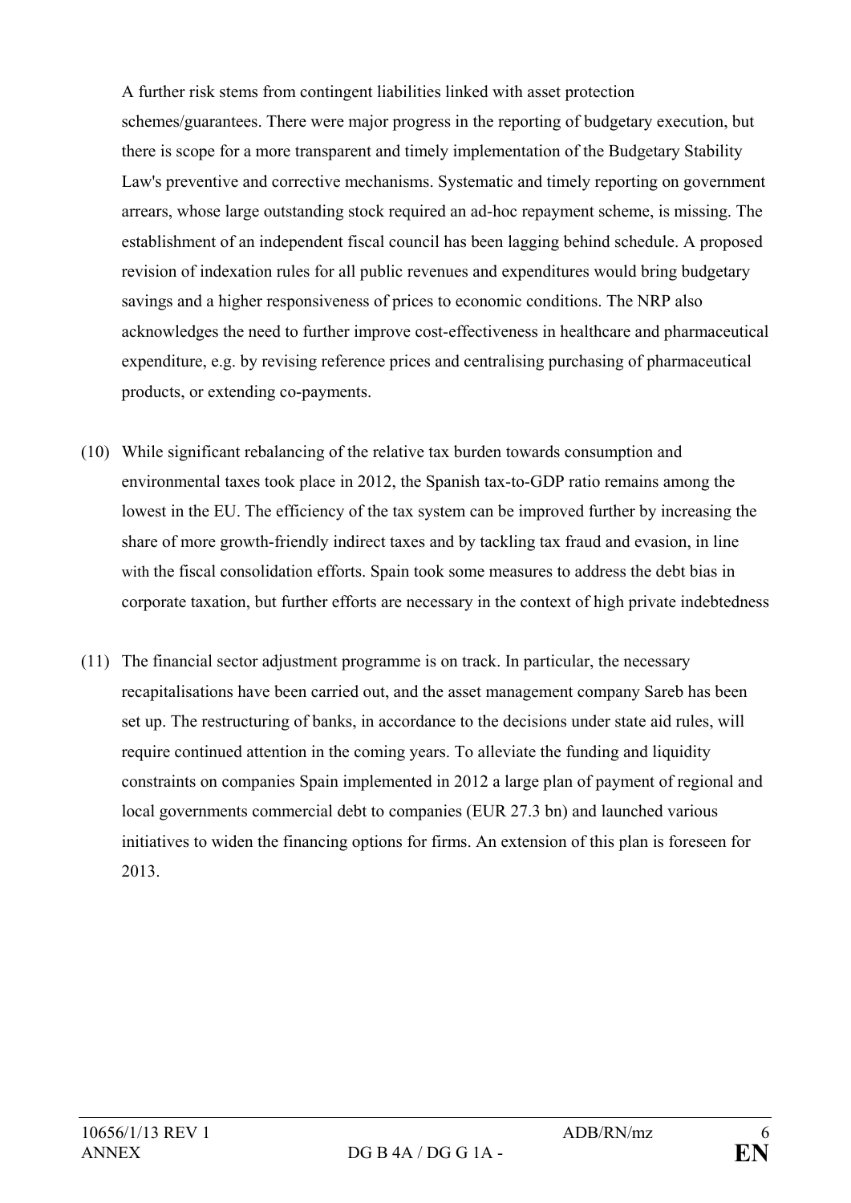A further risk stems from contingent liabilities linked with asset protection schemes/guarantees. There were major progress in the reporting of budgetary execution, but there is scope for a more transparent and timely implementation of the Budgetary Stability Law's preventive and corrective mechanisms. Systematic and timely reporting on government arrears, whose large outstanding stock required an ad-hoc repayment scheme, is missing. The establishment of an independent fiscal council has been lagging behind schedule. A proposed revision of indexation rules for all public revenues and expenditures would bring budgetary savings and a higher responsiveness of prices to economic conditions. The NRP also acknowledges the need to further improve cost-effectiveness in healthcare and pharmaceutical expenditure, e.g. by revising reference prices and centralising purchasing of pharmaceutical products, or extending co-payments.

(10) While significant rebalancing of the relative tax burden towards consumption and environmental taxes took place in 2012, the Spanish tax-to-GDP ratio remains among the lowest in the EU. The efficiency of the tax system can be improved further by increasing the share of more growth-friendly indirect taxes and by tackling tax fraud and evasion, in line with the fiscal consolidation efforts. Spain took some measures to address the debt bias in corporate taxation, but further efforts are necessary in the context of high private indebtedness

(11) The financial sector adjustment programme is on track. In particular, the necessary recapitalisations have been carried out, and the asset management company Sareb has been set up. The restructuring of banks, in accordance to the decisions under state aid rules, will require continued attention in the coming years. To alleviate the funding and liquidity constraints on companies Spain implemented in 2012 a large plan of payment of regional and local governments commercial debt to companies (EUR 27.3 bn) and launched various initiatives to widen the financing options for firms. An extension of this plan is foreseen for 2013.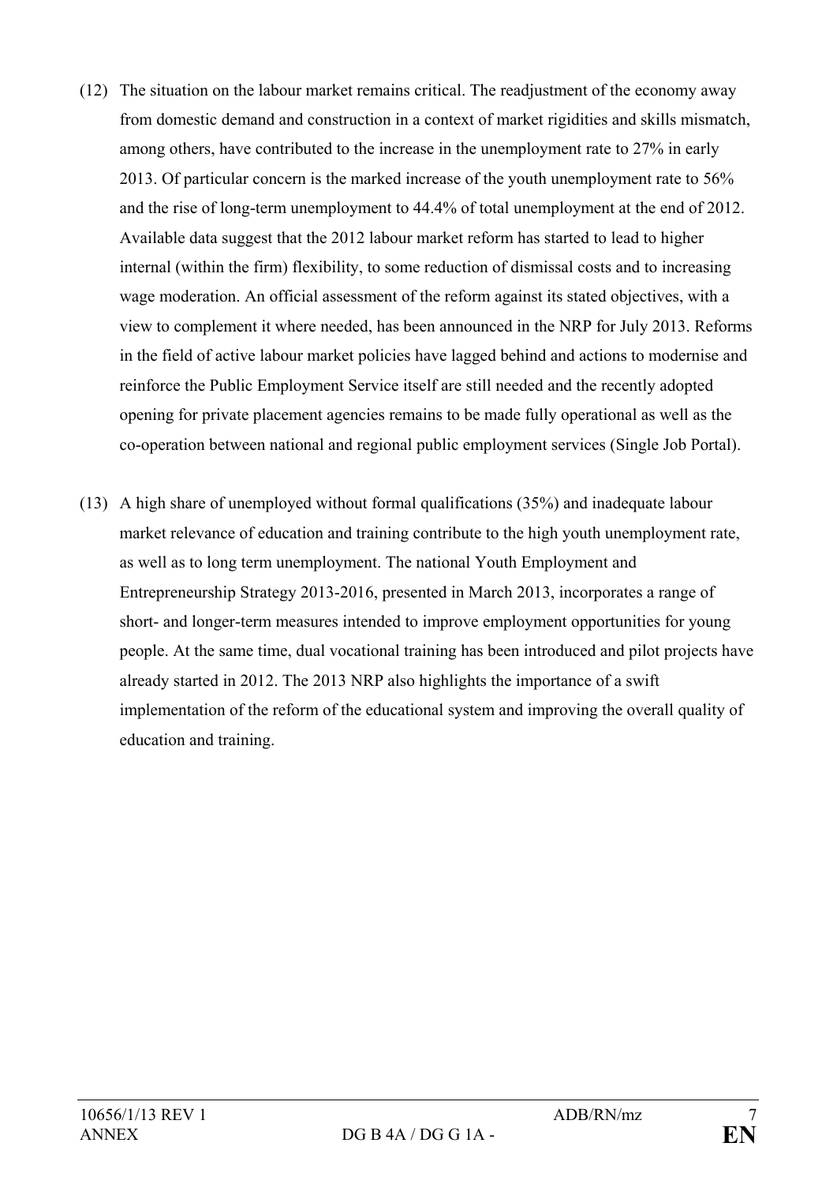(12) The situation on the labour market remains critical. The readjustment of the economy away from domestic demand and construction in a context of market rigidities and skills mismatch, among others, have contributed to the increase in the unemployment rate to 27% in early 2013. Of particular concern is the marked increase of the youth unemployment rate to 56% and the rise of long-term unemployment to 44.4% of total unemployment at the end of 2012. Available data suggest that the 2012 labour market reform has started to lead to higher internal (within the firm) flexibility, to some reduction of dismissal costs and to increasing wage moderation. An official assessment of the reform against its stated objectives, with a view to complement it where needed, has been announced in the NRP for July 2013. Reforms in the field of active labour market policies have lagged behind and actions to modernise and reinforce the Public Employment Service itself are still needed and the recently adopted opening for private placement agencies remains to be made fully operational as well as the co-operation between national and regional public employment services (Single Job Portal).

(13) A high share of unemployed without formal qualifications (35%) and inadequate labour market relevance of education and training contribute to the high youth unemployment rate, as well as to long term unemployment. The national Youth Employment and Entrepreneurship Strategy 2013-2016, presented in March 2013, incorporates a range of short- and longer-term measures intended to improve employment opportunities for young people. At the same time, dual vocational training has been introduced and pilot projects have already started in 2012. The 2013 NRP also highlights the importance of a swift implementation of the reform of the educational system and improving the overall quality of education and training.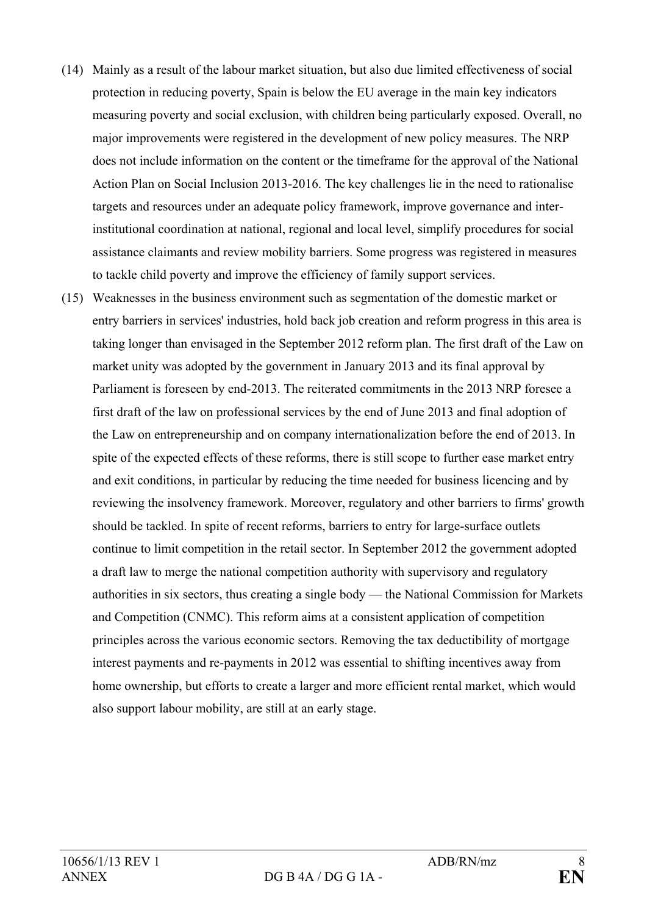(14) Mainly as a result of the labour market situation, but also due limited effectiveness of social protection in reducing poverty, Spain is below the EU average in the main key indicators measuring poverty and social exclusion, with children being particularly exposed. Overall, no major improvements were registered in the development of new policy measures. The NRP does not include information on the content or the timeframe for the approval of the National Action Plan on Social Inclusion 2013-2016. The key challenges lie in the need to rationalise targets and resources under an adequate policy framework, improve governance and inter-institutional coordination at national, regional and local level, simplify procedures for social assistance claimants and review mobility barriers. Some progress was registered in measures to tackle child poverty and improve the efficiency of family support services.

(15) Weaknesses in the business environment such as segmentation of the domestic market or entry barriers in services' industries, hold back job creation and reform progress in this area is taking longer than envisaged in the September 2012 reform plan. The first draft of the Law on market unity was adopted by the government in January 2013 and its final approval by Parliament is foreseen by end-2013. The reiterated commitments in the 2013 NRP foresee a first draft of the law on professional services by the end of June 2013 and final adoption of the Law on entrepreneurship and on company internationalization before the end of 2013. In spite of the expected effects of these reforms, there is still scope to further ease market entry and exit conditions, in particular by reducing the time needed for business licencing and by reviewing the insolvency framework. Moreover, regulatory and other barriers to firms' growth should be tackled. In spite of recent reforms, barriers to entry for large-surface outlets continue to limit competition in the retail sector. In September 2012 the government adopted a draft law to merge the national competition authority with supervisory and regulatory authorities in six sectors, thus creating a single body — the National Commission for Markets and Competition (CNMC). This reform aims at a consistent application of competition principles across the various economic sectors. Removing the tax deductibility of mortgage interest payments and re-payments in 2012 was essential to shifting incentives away from home ownership, but efforts to create a larger and more efficient rental market, which would also support labour mobility, are still at an early stage.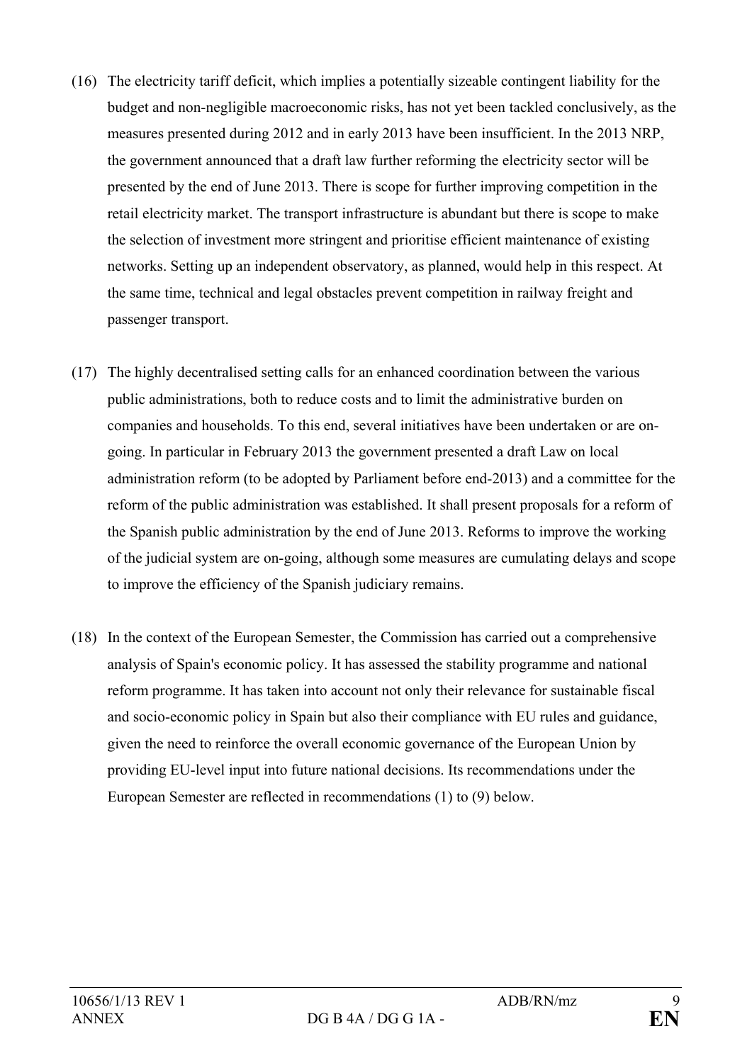(16) The electricity tariff deficit, which implies a potentially sizeable contingent liability for the budget and non-negligible macroeconomic risks, has not yet been tackled conclusively, as the measures presented during 2012 and in early 2013 have been insufficient. In the 2013 NRP, the government announced that a draft law further reforming the electricity sector will be presented by the end of June 2013. There is scope for further improving competition in the retail electricity market. The transport infrastructure is abundant but there is scope to make the selection of investment more stringent and prioritise efficient maintenance of existing networks. Setting up an independent observatory, as planned, would help in this respect. At the same time, technical and legal obstacles prevent competition in railway freight and passenger transport.

(17) The highly decentralised setting calls for an enhanced coordination between the various public administrations, both to reduce costs and to limit the administrative burden on companies and households. To this end, several initiatives have been undertaken or are on-going. In particular in February 2013 the government presented a draft Law on local administration reform (to be adopted by Parliament before end-2013) and a committee for the reform of the public administration was established. It shall present proposals for a reform of the Spanish public administration by the end of June 2013. Reforms to improve the working of the judicial system are on-going, although some measures are cumulating delays and scope to improve the efficiency of the Spanish judiciary remains.

(18) In the context of the European Semester, the Commission has carried out a comprehensive analysis of Spain's economic policy. It has assessed the stability programme and national reform programme. It has taken into account not only their relevance for sustainable fiscal and socio-economic policy in Spain but also their compliance with EU rules and guidance, given the need to reinforce the overall economic governance of the European Union by providing EU-level input into future national decisions. Its recommendations under the European Semester are reflected in recommendations (1) to (9) below.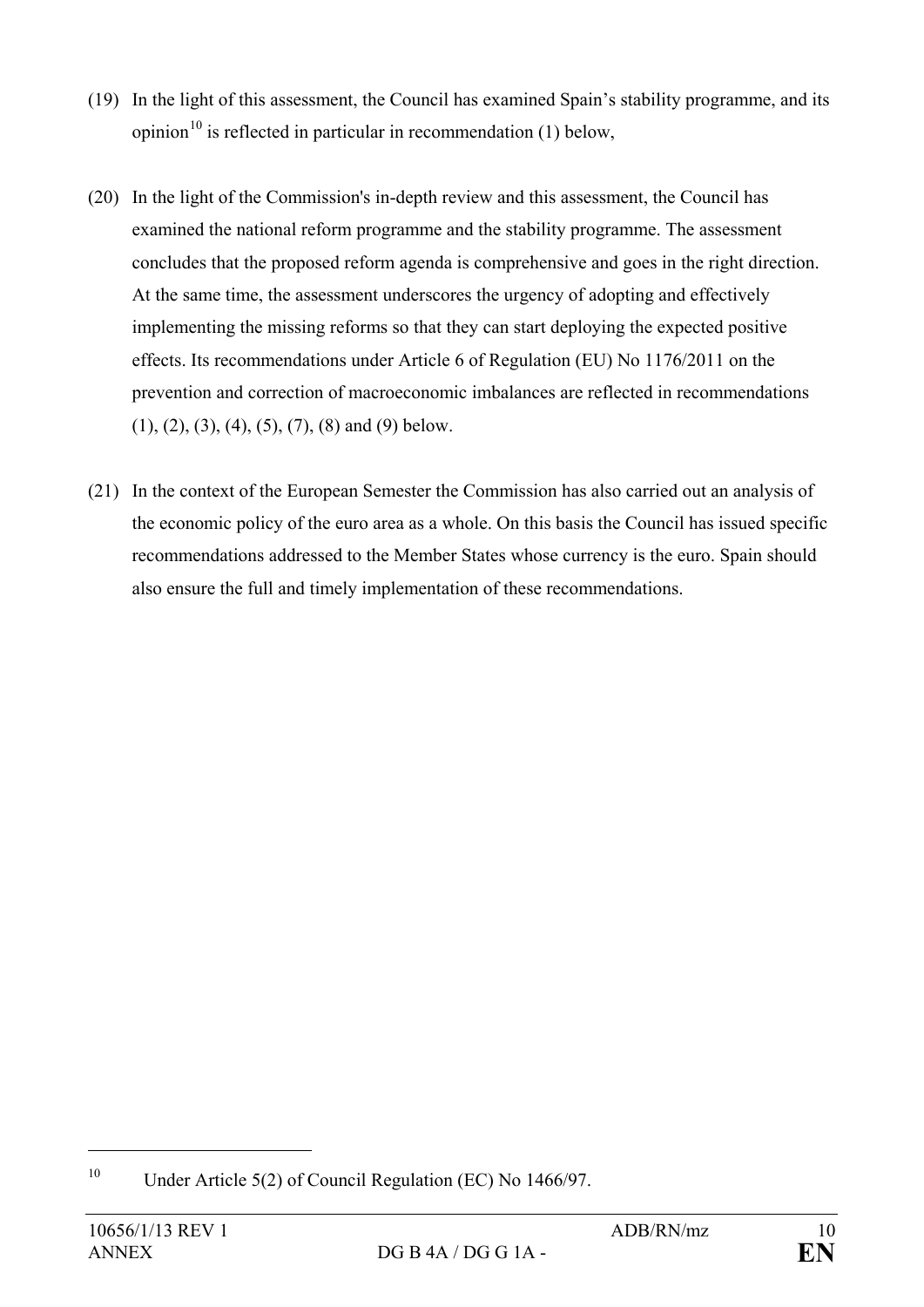(19) In the light of this assessment, the Council has examined Spain's stability programme, and its opinion[10] is reflected in particular in recommendation (1) below,

(20) In the light of the Commission's in-depth review and this assessment, the Council has examined the national reform programme and the stability programme. The assessment concludes that the proposed reform agenda is comprehensive and goes in the right direction. At the same time, the assessment underscores the urgency of adopting and effectively implementing the missing reforms so that they can start deploying the expected positive effects. Its recommendations under Article 6 of Regulation (EU) No 1176/2011 on the prevention and correction of macroeconomic imbalances are reflected in recommendations (1), (2), (3), (4), (5), (7), (8) and (9) below.

(21) In the context of the European Semester the Commission has also carried out an analysis of the economic policy of the euro area as a whole. On this basis the Council has issued specific recommendations addressed to the Member States whose currency is the euro. Spain should also ensure the full and timely implementation of these recommendations.

---

[10] Under Article 5(2) of Council Regulation (EC) No 1466/97.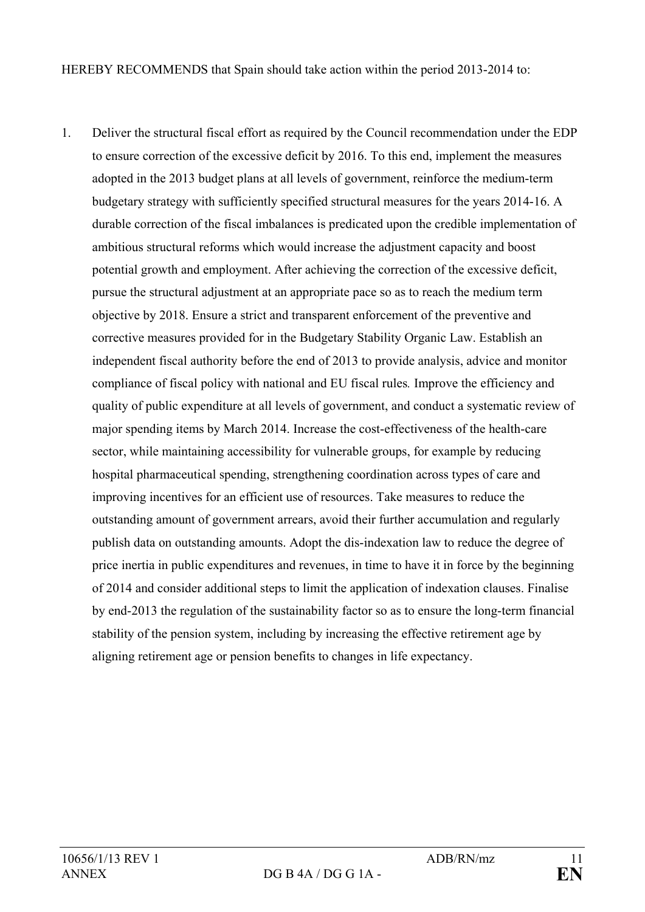HEREBY RECOMMENDS that Spain should take action within the period 2013-2014 to:

1. Deliver the structural fiscal effort as required by the Council recommendation under the EDP to ensure correction of the excessive deficit by 2016. To this end, implement the measures adopted in the 2013 budget plans at all levels of government, reinforce the medium-term budgetary strategy with sufficiently specified structural measures for the years 2014-16. A durable correction of the fiscal imbalances is predicated upon the credible implementation of ambitious structural reforms which would increase the adjustment capacity and boost potential growth and employment. After achieving the correction of the excessive deficit, pursue the structural adjustment at an appropriate pace so as to reach the medium term objective by 2018. Ensure a strict and transparent enforcement of the preventive and corrective measures provided for in the Budgetary Stability Organic Law. Establish an independent fiscal authority before the end of 2013 to provide analysis, advice and monitor compliance of fiscal policy with national and EU fiscal rules. Improve the efficiency and quality of public expenditure at all levels of government, and conduct a systematic review of major spending items by March 2014. Increase the cost-effectiveness of the health-care sector, while maintaining accessibility for vulnerable groups, for example by reducing hospital pharmaceutical spending, strengthening coordination across types of care and improving incentives for an efficient use of resources. Take measures to reduce the outstanding amount of government arrears, avoid their further accumulation and regularly publish data on outstanding amounts. Adopt the dis-indexation law to reduce the degree of price inertia in public expenditures and revenues, in time to have it in force by the beginning of 2014 and consider additional steps to limit the application of indexation clauses. Finalise by end-2013 the regulation of the sustainability factor so as to ensure the long-term financial stability of the pension system, including by increasing the effective retirement age by aligning retirement age or pension benefits to changes in life expectancy.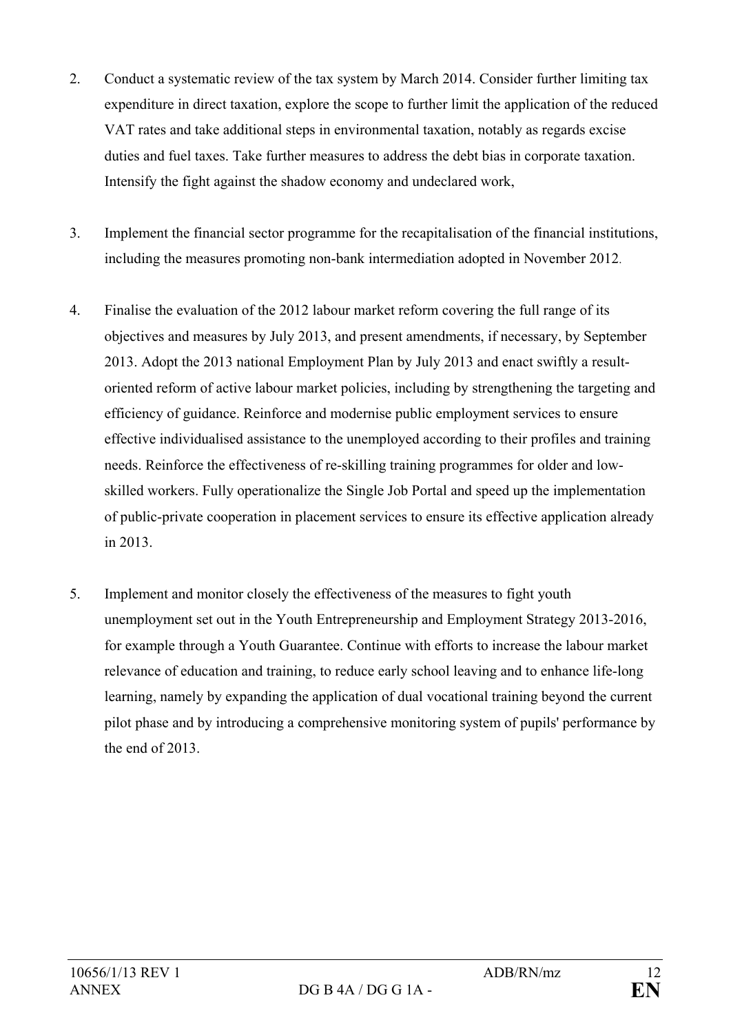2. Conduct a systematic review of the tax system by March 2014. Consider further limiting tax expenditure in direct taxation, explore the scope to further limit the application of the reduced VAT rates and take additional steps in environmental taxation, notably as regards excise duties and fuel taxes. Take further measures to address the debt bias in corporate taxation. Intensify the fight against the shadow economy and undeclared work,

3. Implement the financial sector programme for the recapitalisation of the financial institutions, including the measures promoting non-bank intermediation adopted in November 2012.

4. Finalise the evaluation of the 2012 labour market reform covering the full range of its objectives and measures by July 2013, and present amendments, if necessary, by September 2013. Adopt the 2013 national Employment Plan by July 2013 and enact swiftly a result-oriented reform of active labour market policies, including by strengthening the targeting and efficiency of guidance. Reinforce and modernise public employment services to ensure effective individualised assistance to the unemployed according to their profiles and training needs. Reinforce the effectiveness of re-skilling training programmes for older and low-skilled workers. Fully operationalize the Single Job Portal and speed up the implementation of public-private cooperation in placement services to ensure its effective application already in 2013.

5. Implement and monitor closely the effectiveness of the measures to fight youth unemployment set out in the Youth Entrepreneurship and Employment Strategy 2013-2016, for example through a Youth Guarantee. Continue with efforts to increase the labour market relevance of education and training, to reduce early school leaving and to enhance life-long learning, namely by expanding the application of dual vocational training beyond the current pilot phase and by introducing a comprehensive monitoring system of pupils' performance by the end of 2013.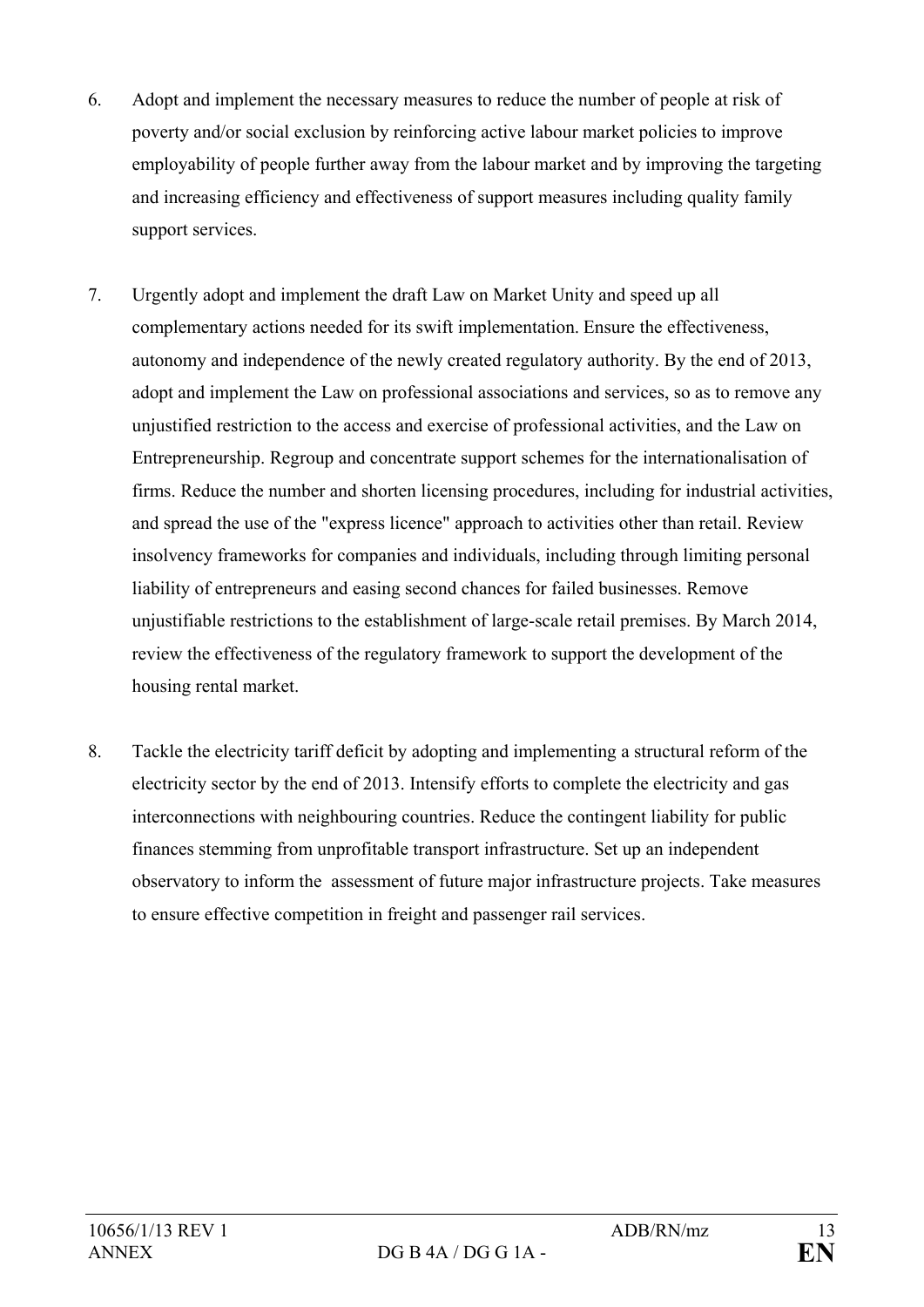6. Adopt and implement the necessary measures to reduce the number of people at risk of poverty and/or social exclusion by reinforcing active labour market policies to improve employability of people further away from the labour market and by improving the targeting and increasing efficiency and effectiveness of support measures including quality family support services.

7. Urgently adopt and implement the draft Law on Market Unity and speed up all complementary actions needed for its swift implementation. Ensure the effectiveness, autonomy and independence of the newly created regulatory authority. By the end of 2013, adopt and implement the Law on professional associations and services, so as to remove any unjustified restriction to the access and exercise of professional activities, and the Law on Entrepreneurship. Regroup and concentrate support schemes for the internationalisation of firms. Reduce the number and shorten licensing procedures, including for industrial activities, and spread the use of the "express licence" approach to activities other than retail. Review insolvency frameworks for companies and individuals, including through limiting personal liability of entrepreneurs and easing second chances for failed businesses. Remove unjustifiable restrictions to the establishment of large-scale retail premises. By March 2014, review the effectiveness of the regulatory framework to support the development of the housing rental market.

8. Tackle the electricity tariff deficit by adopting and implementing a structural reform of the electricity sector by the end of 2013. Intensify efforts to complete the electricity and gas interconnections with neighbouring countries. Reduce the contingent liability for public finances stemming from unprofitable transport infrastructure. Set up an independent observatory to inform the assessment of future major infrastructure projects. Take measures to ensure effective competition in freight and passenger rail services.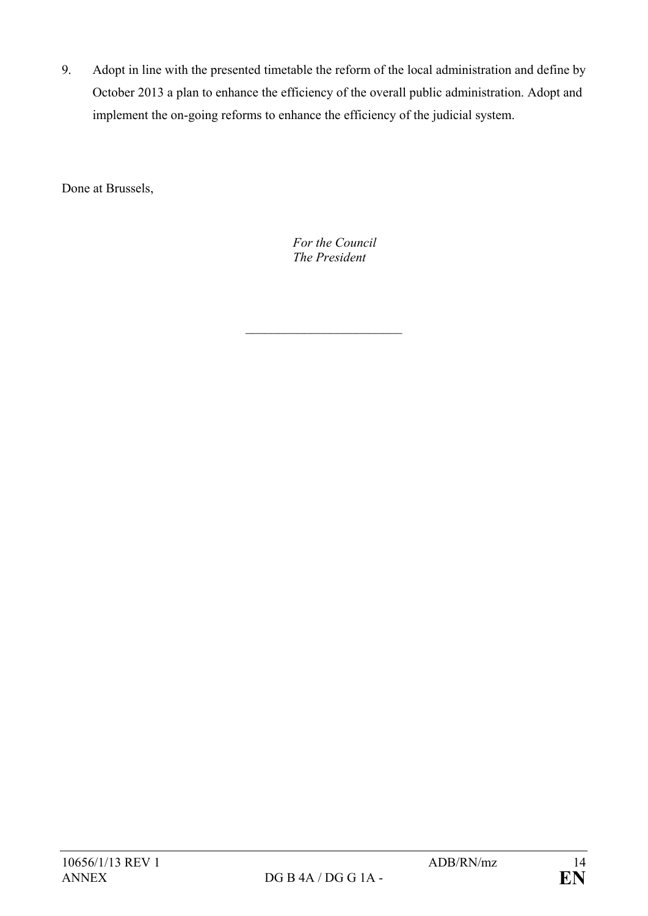9. Adopt in line with the presented timetable the reform of the local administration and define by October 2013 a plan to enhance the efficiency of the overall public administration. Adopt and implement the on-going reforms to enhance the efficiency of the judicial system.

Done at Brussels,

*For the Council*
*The President*

\_\_\_\_\_\_\_\_\_\_\_\_\_\_\_\_\_\_\_\_\_\_\_\_